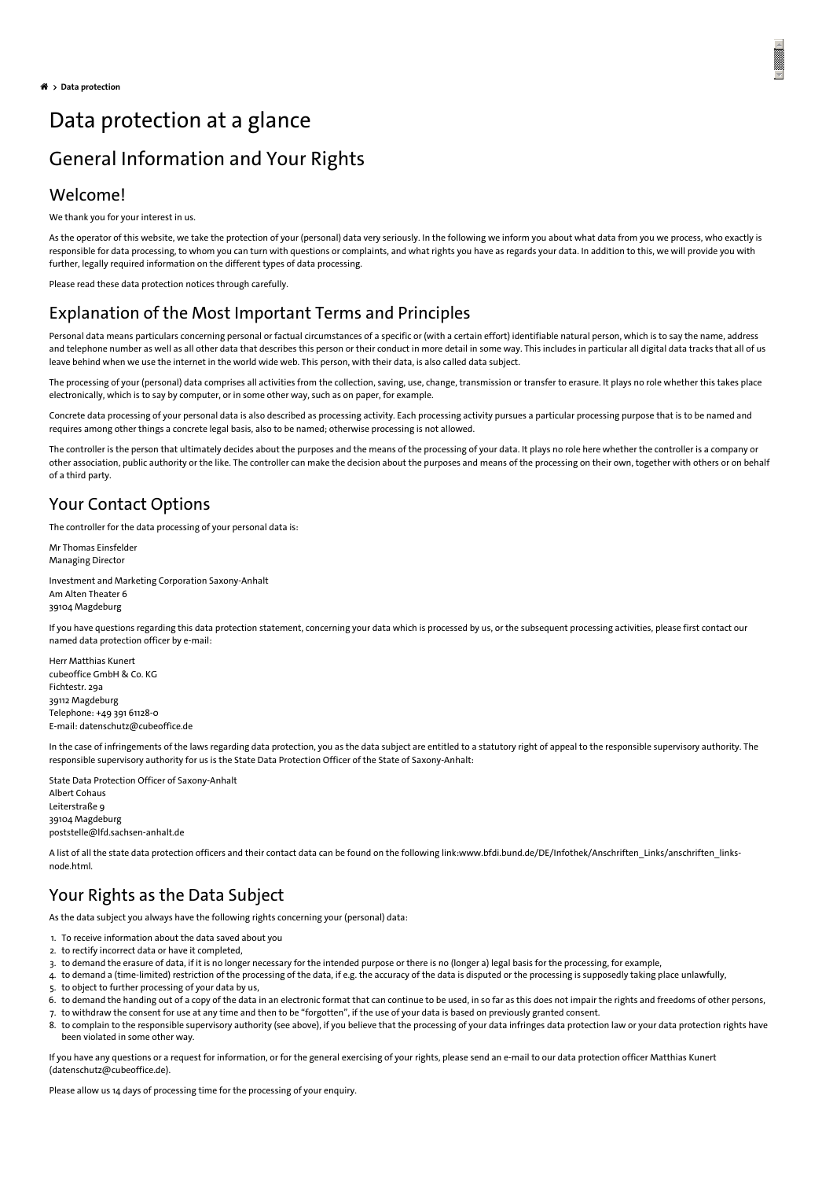🏠 > **Data protection**

# Data protection at a glance

## General Information and Your Rights

### Welcome!

We thank you for your interest in us.

As the operator of this website, we take the protection of your (personal) data very seriously. In the following we inform you about what data from you we process, who exactly is responsible for data processing, to whom you can turn with questions or complaints, and what rights you have as regards your data. In addition to this, we will provide you with further, legally required information on the different types of data processing.

Please read these data protection notices through carefully.

### Explanation of the Most Important Terms and Principles

Personal data means particulars concerning personal or factual circumstances of a specific or (with a certain effort) identifiable natural person, which is to say the name, address and telephone number as well as all other data that describes this person or their conduct in more detail in some way. This includes in particular all digital data tracks that all of us leave behind when we use the internet in the world wide web. This person, with their data, is also called data subject.

The processing of your (personal) data comprises all activities from the collection, saving, use, change, transmission or transfer to erasure. It plays no role whether this takes place electronically, which is to say by computer, or in some other way, such as on paper, for example.

Concrete data processing of your personal data is also described as processing activity. Each processing activity pursues a particular processing purpose that is to be named and requires among other things a concrete legal basis, also to be named; otherwise processing is not allowed.

The controller is the person that ultimately decides about the purposes and the means of the processing of your data. It plays no role here whether the controller is a company or other association, public authority or the like. The controller can make the decision about the purposes and means of the processing on their own, together with others or on behalf of a third party.

### Your Contact Options

The controller for the data processing of your personal data is:

Mr Thomas Einsfelder
Managing Director

Investment and Marketing Corporation Saxony-Anhalt
Am Alten Theater 6
39104 Magdeburg

If you have questions regarding this data protection statement, concerning your data which is processed by us, or the subsequent processing activities, please first contact our named data protection officer by e-mail:

Herr Matthias Kunert
cubeoffice GmbH & Co. KG
Fichtestr. 29a
39112 Magdeburg
Telephone: +49 391 61128-0
E-mail: datenschutz@cubeoffice.de

In the case of infringements of the laws regarding data protection, you as the data subject are entitled to a statutory right of appeal to the responsible supervisory authority. The responsible supervisory authority for us is the State Data Protection Officer of the State of Saxony-Anhalt:

State Data Protection Officer of Saxony-Anhalt
Albert Cohaus
Leiterstraße 9
39104 Magdeburg
poststelle@lfd.sachsen-anhalt.de

A list of all the state data protection officers and their contact data can be found on the following link:www.bfdi.bund.de/DE/Infothek/Anschriften_Links/anschriften_links-node.html.

### Your Rights as the Data Subject

As the data subject you always have the following rights concerning your (personal) data:

1. To receive information about the data saved about you
2. to rectify incorrect data or have it completed,
3. to demand the erasure of data, if it is no longer necessary for the intended purpose or there is no (longer a) legal basis for the processing, for example,
4. to demand a (time-limited) restriction of the processing of the data, if e.g. the accuracy of the data is disputed or the processing is supposedly taking place unlawfully,
5. to object to further processing of your data by us,
6. to demand the handing out of a copy of the data in an electronic format that can continue to be used, in so far as this does not impair the rights and freedoms of other persons,
7. to withdraw the consent for use at any time and then to be "forgotten", if the use of your data is based on previously granted consent.
8. to complain to the responsible supervisory authority (see above), if you believe that the processing of your data infringes data protection law or your data protection rights have been violated in some other way.

If you have any questions or a request for information, or for the general exercising of your rights, please send an e-mail to our data protection officer Matthias Kunert (datenschutz@cubeoffice.de).

Please allow us 14 days of processing time for the processing of your enquiry.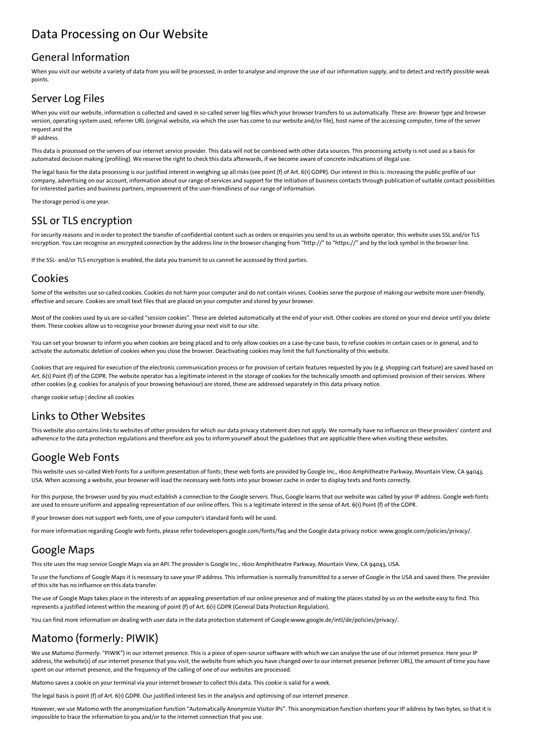# Data Processing on Our Website

## General Information

When you visit our website a variety of data from you will be processed, in order to analyse and improve the use of our information supply, and to detect and rectify possible weak points.

## Server Log Files

When you visit our website, information is collected and saved in so-called server log files which your browser transfers to us automatically. These are: Browser type and browser version, operating system used, referrer URL (original website, via which the user has come to our website and/or file), host name of the accessing computer, time of the server request and the
IP address.

This data is processed on the servers of our internet service provider. This data will not be combined with other data sources. This processing activity is not used as a basis for automated decision making (profiling). We reserve the right to check this data afterwards, if we become aware of concrete indications of illegal use.

The legal basis for the data processing is our justified interest in weighing up all risks (see point (f) of Art. 6(1) GDPR). Our interest in this is: Increasing the public profile of our company, advertising on our account, information about our range of services and support for the initiation of business contacts through publication of suitable contact possibilities for interested parties and business partners, improvement of the user-friendliness of our range of information.

The storage period is one year.

## SSL or TLS encryption

For security reasons and in order to protect the transfer of confidential content such as orders or enquiries you send to us as website operator, this website uses SSL and/or TLS encryption. You can recognise an encrypted connection by the address line in the browser changing from "http://" to "https://" and by the lock symbol in the browser line.

If the SSL- and/or TLS encryption is enabled, the data you transmit to us cannot be accessed by third parties.

## Cookies

Some of the websites use so-called cookies. Cookies do not harm your computer and do not contain viruses. Cookies serve the purpose of making our website more user-friendly, effective and secure. Cookies are small text files that are placed on your computer and stored by your browser.

Most of the cookies used by us are so-called "session cookies". These are deleted automatically at the end of your visit. Other cookies are stored on your end device until you delete them. These cookies allow us to recognise your browser during your next visit to our site.

You can set your browser to inform you when cookies are being placed and to only allow cookies on a case-by-case basis, to refuse cookies in certain cases or in general, and to activate the automatic deletion of cookies when you close the browser. Deactivating cookies may limit the full functionality of this website.

Cookies that are required for execution of the electronic communication process or for provision of certain features requested by you (e.g. shopping cart feature) are saved based on Art. 6(1) Point (f) of the GDPR. The website operator has a legitimate interest in the storage of cookies for the technically smooth and optimised provision of their services. Where other cookies (e.g. cookies for analysis of your browsing behaviour) are stored, these are addressed separately in this data privacy notice.

change cookie setup | decline all cookies

## Links to Other Websites

This website also contains links to websites of other providers for which our data privacy statement does not apply. We normally have no influence on these providers' content and adherence to the data protection regulations and therefore ask you to inform yourself about the guidelines that are applicable there when visiting these websites.

## Google Web Fonts

This website uses so-called Web Fonts for a uniform presentation of fonts; these web fonts are provided by Google Inc., 1600 Amphitheatre Parkway, Mountain View, CA 94043, USA. When accessing a website, your browser will load the necessary web fonts into your browser cache in order to display texts and fonts correctly.

For this purpose, the browser used by you must establish a connection to the Google servers. Thus, Google learns that our website was called by your IP address. Google web fonts are used to ensure uniform and appealing representation of our online offers. This is a legitimate interest in the sense of Art. 6(1) Point (f) of the GDPR.

If your browser does not support web fonts, one of your computer's standard fonts will be used.

For more information regarding Google web fonts, please refer todevelopers.google.com/fonts/faq and the Google data privacy notice: www.google.com/policies/privacy/.

## Google Maps

This site uses the map service Google Maps via an API. The provider is Google Inc., 1600 Amphitheatre Parkway, Mountain View, CA 94043, USA.

To use the functions of Google Maps it is necessary to save your IP address. This information is normally transmitted to a server of Google in the USA and saved there. The provider of this site has no influence on this data transfer.

The use of Google Maps takes place in the interests of an appealing presentation of our online presence and of making the places stated by us on the website easy to find. This represents a justified interest within the meaning of point (f) of Art. 6(1) GDPR (General Data Protection Regulation).

You can find more information on dealing with user data in the data protection statement of Google:www.google.de/intl/de/policies/privacy/.

## Matomo (formerly: PIWIK)

We use Matomo (formerly: "PIWIK") in our internet presence. This is a piece of open-source software with which we can analyse the use of our internet presence. Here your IP address, the website(s) of our internet presence that you visit, the website from which you have changed over to our internet presence (referrer URL), the amount of time you have spent on our internet presence, and the frequency of the calling of one of our websites are processed.

Matomo saves a cookie on your terminal via your internet browser to collect this data. This cookie is valid for a week.

The legal basis is point (f) of Art. 6(1) GDPR. Our justified interest lies in the analysis and optimising of our internet presence.

However, we use Matomo with the anonymization function "Automatically Anonymize Visitor IPs". This anonymization function shortens your IP address by two bytes, so that it is impossible to trace the information to you and/or to the internet connection that you use.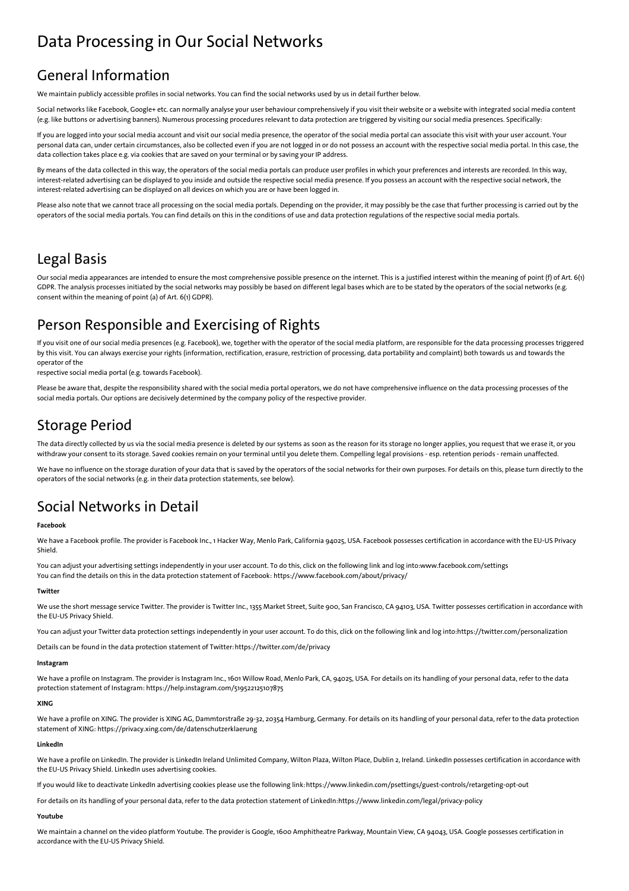# Data Processing in Our Social Networks

## General Information

We maintain publicly accessible profiles in social networks. You can find the social networks used by us in detail further below.

Social networks like Facebook, Google+ etc. can normally analyse your user behaviour comprehensively if you visit their website or a website with integrated social media content (e.g. like buttons or advertising banners). Numerous processing procedures relevant to data protection are triggered by visiting our social media presences. Specifically:

If you are logged into your social media account and visit our social media presence, the operator of the social media portal can associate this visit with your user account. Your personal data can, under certain circumstances, also be collected even if you are not logged in or do not possess an account with the respective social media portal. In this case, the data collection takes place e.g. via cookies that are saved on your terminal or by saving your IP address.

By means of the data collected in this way, the operators of the social media portals can produce user profiles in which your preferences and interests are recorded. In this way, interest-related advertising can be displayed to you inside and outside the respective social media presence. If you possess an account with the respective social network, the interest-related advertising can be displayed on all devices on which you are or have been logged in.

Please also note that we cannot trace all processing on the social media portals. Depending on the provider, it may possibly be the case that further processing is carried out by the operators of the social media portals. You can find details on this in the conditions of use and data protection regulations of the respective social media portals.

## Legal Basis

Our social media appearances are intended to ensure the most comprehensive possible presence on the internet. This is a justified interest within the meaning of point (f) of Art. 6(1) GDPR. The analysis processes initiated by the social networks may possibly be based on different legal bases which are to be stated by the operators of the social networks (e.g. consent within the meaning of point (a) of Art. 6(1) GDPR).

## Person Responsible and Exercising of Rights

If you visit one of our social media presences (e.g. Facebook), we, together with the operator of the social media platform, are responsible for the data processing processes triggered by this visit. You can always exercise your rights (information, rectification, erasure, restriction of processing, data portability and complaint) both towards us and towards the operator of the
respective social media portal (e.g. towards Facebook).

Please be aware that, despite the responsibility shared with the social media portal operators, we do not have comprehensive influence on the data processing processes of the social media portals. Our options are decisively determined by the company policy of the respective provider.

## Storage Period

The data directly collected by us via the social media presence is deleted by our systems as soon as the reason for its storage no longer applies, you request that we erase it, or you withdraw your consent to its storage. Saved cookies remain on your terminal until you delete them. Compelling legal provisions - esp. retention periods - remain unaffected.

We have no influence on the storage duration of your data that is saved by the operators of the social networks for their own purposes. For details on this, please turn directly to the operators of the social networks (e.g. in their data protection statements, see below).

## Social Networks in Detail

**Facebook**

We have a Facebook profile. The provider is Facebook Inc., 1 Hacker Way, Menlo Park, California 94025, USA. Facebook possesses certification in accordance with the EU-US Privacy Shield.

You can adjust your advertising settings independently in your user account. To do this, click on the following link and log into:www.facebook.com/settings
You can find the details on this in the data protection statement of Facebook: https://www.facebook.com/about/privacy/

**Twitter**

We use the short message service Twitter. The provider is Twitter Inc., 1355 Market Street, Suite 900, San Francisco, CA 94103, USA. Twitter possesses certification in accordance with the EU-US Privacy Shield.

You can adjust your Twitter data protection settings independently in your user account. To do this, click on the following link and log into:https://twitter.com/personalization

Details can be found in the data protection statement of Twitter: https://twitter.com/de/privacy

**Instagram**

We have a profile on Instagram. The provider is Instagram Inc., 1601 Willow Road, Menlo Park, CA, 94025, USA. For details on its handling of your personal data, refer to the data protection statement of Instagram: https://help.instagram.com/519522125107875

**XING**

We have a profile on XING. The provider is XING AG, Dammtorstraße 29-32, 20354 Hamburg, Germany. For details on its handling of your personal data, refer to the data protection statement of XING: https://privacy.xing.com/de/datenschutzerklaerung

**LinkedIn**

We have a profile on LinkedIn. The provider is LinkedIn Ireland Unlimited Company, Wilton Plaza, Wilton Place, Dublin 2, Ireland. LinkedIn possesses certification in accordance with the EU-US Privacy Shield. LinkedIn uses advertising cookies.

If you would like to deactivate LinkedIn advertising cookies please use the following link: https://www.linkedin.com/psettings/guest-controls/retargeting-opt-out

For details on its handling of your personal data, refer to the data protection statement of LinkedIn:https://www.linkedin.com/legal/privacy-policy

**Youtube**

We maintain a channel on the video platform Youtube. The provider is Google, 1600 Amphitheatre Parkway, Mountain View, CA 94043, USA. Google possesses certification in accordance with the EU-US Privacy Shield.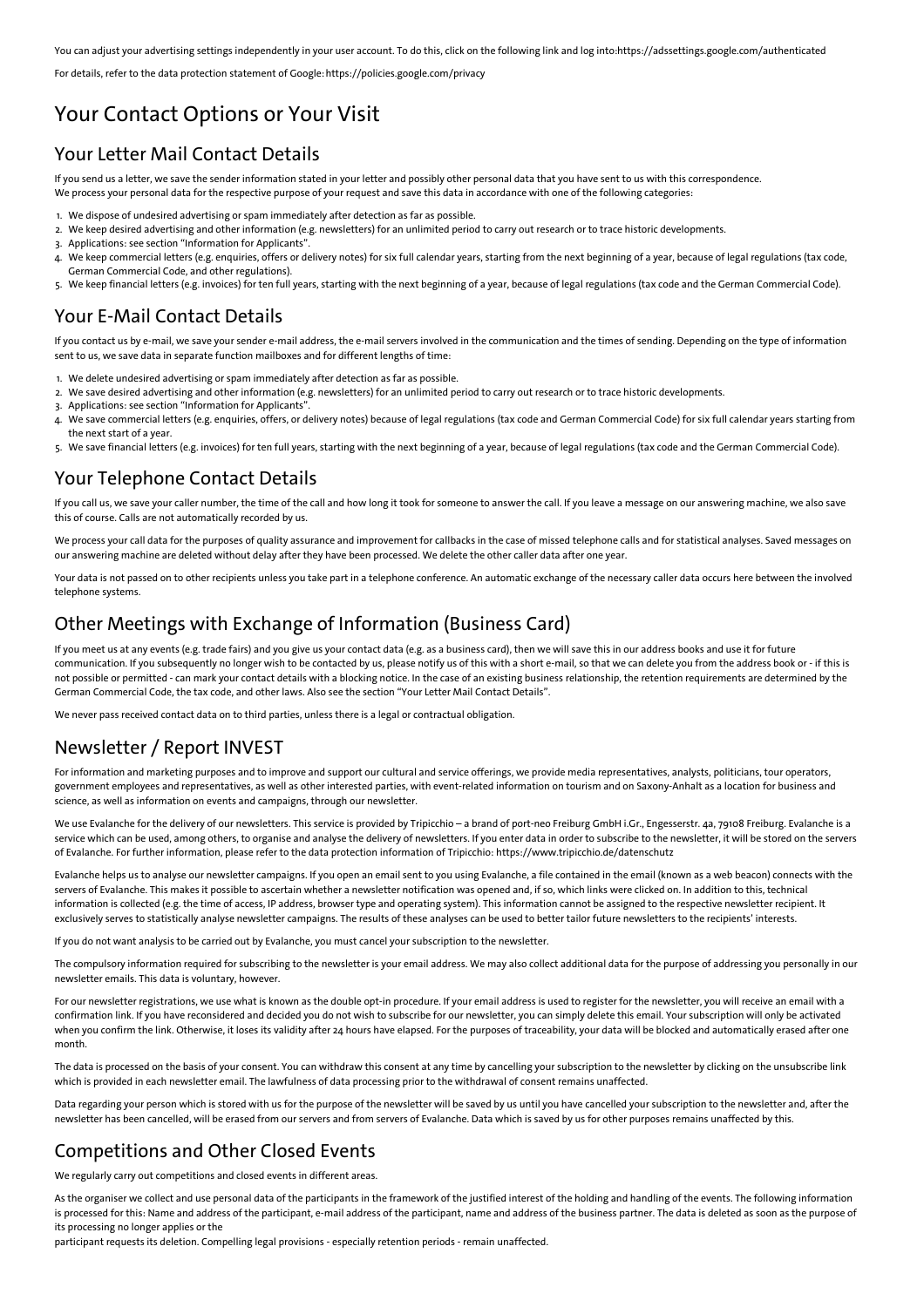You can adjust your advertising settings independently in your user account. To do this, click on the following link and log into:https://adssettings.google.com/authenticated

For details, refer to the data protection statement of Google: https://policies.google.com/privacy

# Your Contact Options or Your Visit

## Your Letter Mail Contact Details

If you send us a letter, we save the sender information stated in your letter and possibly other personal data that you have sent to us with this correspondence.
We process your personal data for the respective purpose of your request and save this data in accordance with one of the following categories:

1. We dispose of undesired advertising or spam immediately after detection as far as possible.
2. We keep desired advertising and other information (e.g. newsletters) for an unlimited period to carry out research or to trace historic developments.
3. Applications: see section "Information for Applicants".
4. We keep commercial letters (e.g. enquiries, offers or delivery notes) for six full calendar years, starting from the next beginning of a year, because of legal regulations (tax code, German Commercial Code, and other regulations).
5. We keep financial letters (e.g. invoices) for ten full years, starting with the next beginning of a year, because of legal regulations (tax code and the German Commercial Code).

## Your E-Mail Contact Details

If you contact us by e-mail, we save your sender e-mail address, the e-mail servers involved in the communication and the times of sending. Depending on the type of information sent to us, we save data in separate function mailboxes and for different lengths of time:

1. We delete undesired advertising or spam immediately after detection as far as possible.
2. We save desired advertising and other information (e.g. newsletters) for an unlimited period to carry out research or to trace historic developments.
3. Applications: see section "Information for Applicants".
4. We save commercial letters (e.g. enquiries, offers, or delivery notes) because of legal regulations (tax code and German Commercial Code) for six full calendar years starting from the next start of a year.
5. We save financial letters (e.g. invoices) for ten full years, starting with the next beginning of a year, because of legal regulations (tax code and the German Commercial Code).

## Your Telephone Contact Details

If you call us, we save your caller number, the time of the call and how long it took for someone to answer the call. If you leave a message on our answering machine, we also save this of course. Calls are not automatically recorded by us.

We process your call data for the purposes of quality assurance and improvement for callbacks in the case of missed telephone calls and for statistical analyses. Saved messages on our answering machine are deleted without delay after they have been processed. We delete the other caller data after one year.

Your data is not passed on to other recipients unless you take part in a telephone conference. An automatic exchange of the necessary caller data occurs here between the involved telephone systems.

## Other Meetings with Exchange of Information (Business Card)

If you meet us at any events (e.g. trade fairs) and you give us your contact data (e.g. as a business card), then we will save this in our address books and use it for future communication. If you subsequently no longer wish to be contacted by us, please notify us of this with a short e-mail, so that we can delete you from the address book or - if this is not possible or permitted - can mark your contact details with a blocking notice. In the case of an existing business relationship, the retention requirements are determined by the German Commercial Code, the tax code, and other laws. Also see the section "Your Letter Mail Contact Details".

We never pass received contact data on to third parties, unless there is a legal or contractual obligation.

# Newsletter / Report INVEST

For information and marketing purposes and to improve and support our cultural and service offerings, we provide media representatives, analysts, politicians, tour operators, government employees and representatives, as well as other interested parties, with event-related information on tourism and on Saxony-Anhalt as a location for business and science, as well as information on events and campaigns, through our newsletter.

We use Evalanche for the delivery of our newsletters. This service is provided by Tripicchio – a brand of port-neo Freiburg GmbH i.Gr., Engesserstr. 4a, 79108 Freiburg. Evalanche is a service which can be used, among others, to organise and analyse the delivery of newsletters. If you enter data in order to subscribe to the newsletter, it will be stored on the servers of Evalanche. For further information, please refer to the data protection information of Tripicchio: https://www.tripicchio.de/datenschutz

Evalanche helps us to analyse our newsletter campaigns. If you open an email sent to you using Evalanche, a file contained in the email (known as a web beacon) connects with the servers of Evalanche. This makes it possible to ascertain whether a newsletter notification was opened and, if so, which links were clicked on. In addition to this, technical information is collected (e.g. the time of access, IP address, browser type and operating system). This information cannot be assigned to the respective newsletter recipient. It exclusively serves to statistically analyse newsletter campaigns. The results of these analyses can be used to better tailor future newsletters to the recipients' interests.

If you do not want analysis to be carried out by Evalanche, you must cancel your subscription to the newsletter.

The compulsory information required for subscribing to the newsletter is your email address. We may also collect additional data for the purpose of addressing you personally in our newsletter emails. This data is voluntary, however.

For our newsletter registrations, we use what is known as the double opt-in procedure. If your email address is used to register for the newsletter, you will receive an email with a confirmation link. If you have reconsidered and decided you do not wish to subscribe for our newsletter, you can simply delete this email. Your subscription will only be activated when you confirm the link. Otherwise, it loses its validity after 24 hours have elapsed. For the purposes of traceability, your data will be blocked and automatically erased after one month.

The data is processed on the basis of your consent. You can withdraw this consent at any time by cancelling your subscription to the newsletter by clicking on the unsubscribe link which is provided in each newsletter email. The lawfulness of data processing prior to the withdrawal of consent remains unaffected.

Data regarding your person which is stored with us for the purpose of the newsletter will be saved by us until you have cancelled your subscription to the newsletter and, after the newsletter has been cancelled, will be erased from our servers and from servers of Evalanche. Data which is saved by us for other purposes remains unaffected by this.

# Competitions and Other Closed Events

We regularly carry out competitions and closed events in different areas.

As the organiser we collect and use personal data of the participants in the framework of the justified interest of the holding and handling of the events. The following information is processed for this: Name and address of the participant, e-mail address of the participant, name and address of the business partner. The data is deleted as soon as the purpose of its processing no longer applies or the participant requests its deletion. Compelling legal provisions - especially retention periods - remain unaffected.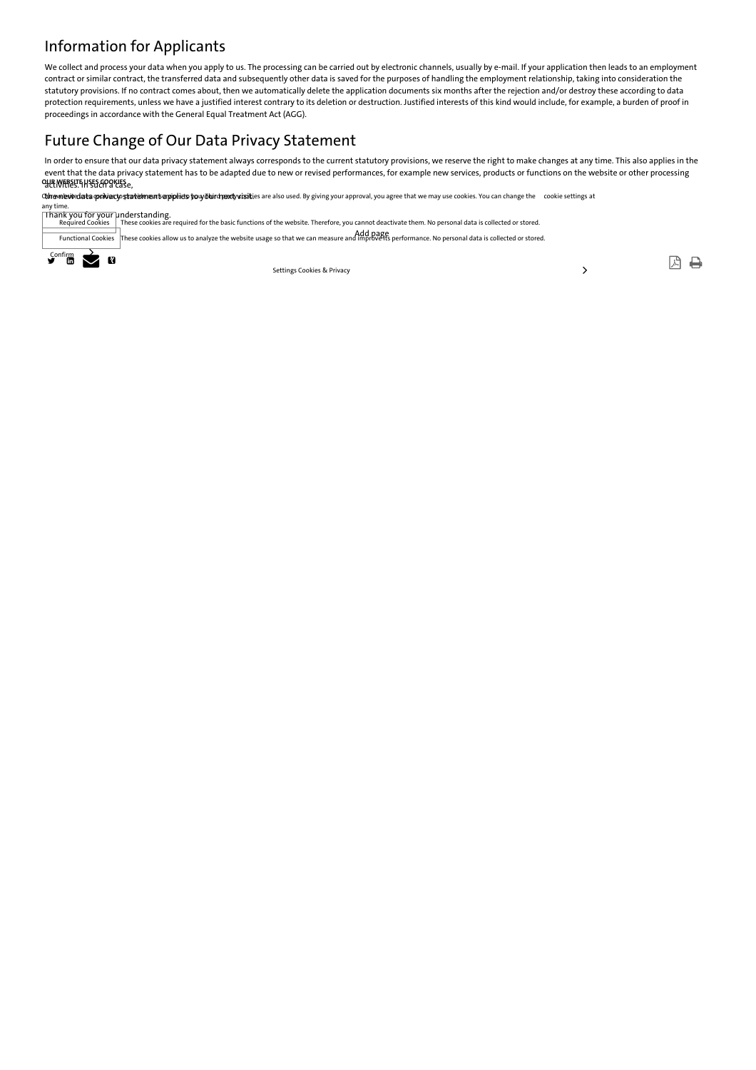## Information for Applicants

We collect and process your data when you apply to us. The processing can be carried out by electronic channels, usually by e-mail. If your application then leads to an employment contract or similar contract, the transferred data and subsequently other data is saved for the purposes of handling the employment relationship, taking into consideration the statutory provisions. If no contract comes about, then we automatically delete the application documents six months after the rejection and/or destroy these according to data protection requirements, unless we have a justified interest contrary to its deletion or destruction. Justified interests of this kind would include, for example, a burden of proof in proceedings in accordance with the General Equal Treatment Act (AGG).

## Future Change of Our Data Privacy Statement

In order to ensure that our data privacy statement always corresponds to the current statutory provisions, we reserve the right to make changes at any time. This also applies in the event that the data privacy statement has to be adapted due to new or revised performances, for example new services, products or functions on the website or other processing activities. In such a case, the new data privacy statement applies to your next visit.

Thank you for your understanding.

OUR WEBSITE USES COOKIES

Our website uses cookies to provide services for you. Third-party cookies are also used. By giving your approval, you agree that we may use cookies. You can change the cookie settings at any time.

Required Cookies — These cookies are required for the basic functions of the website. Therefore, you cannot deactivate them. No personal data is collected or stored.

Functional Cookies — These cookies allow us to analyze the website usage so that we can measure and improve its performance. No personal data is collected or stored.

Confirm

Add page

Settings Cookies & Privacy